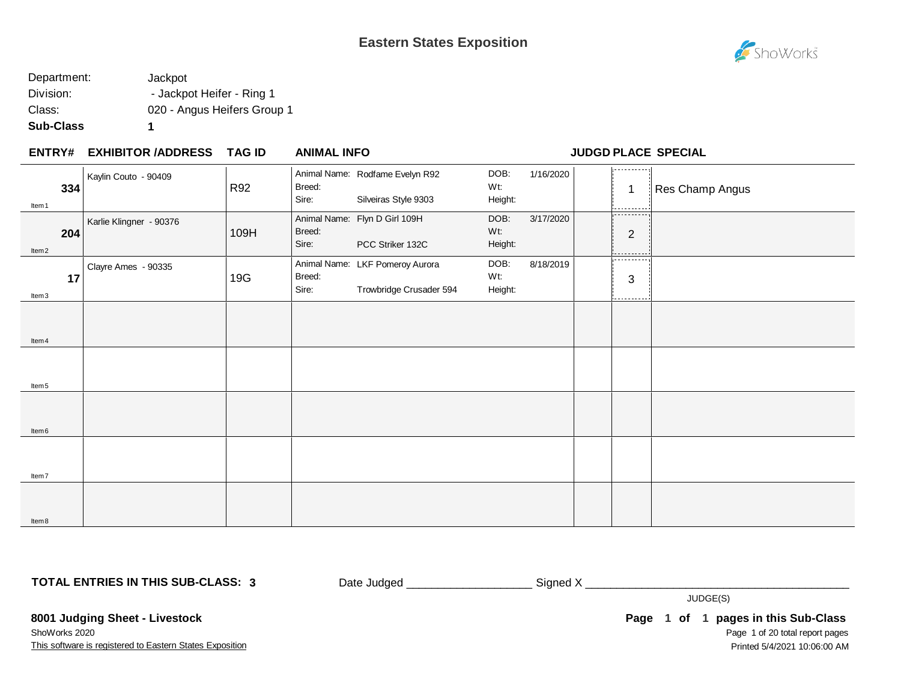# Eastern States Exposition

Department: Jackpot
Division: - Jackpot Heifer - Ring 1
Class: 020 - Angus Heifers Group 1
**Sub-Class** **1**

| ENTRY# | EXHIBITOR /ADDRESS | TAG ID | ANIMAL INFO | | JUDGD | PLACE | SPECIAL |
|---|---|---|---|---|---|---|---|
| **334** Item 1 | Kaylin Couto - 90409 | R92 | Animal Name: Rodfame Evelyn R92<br>Breed:<br>Sire: Silveiras Style 9303 | DOB: 1/16/2020<br>Wt:<br>Height: | | 1 | Res Champ Angus |
| **204** Item 2 | Karlie Klingner - 90376 | 109H | Animal Name: Flyn D Girl 109H<br>Breed:<br>Sire: PCC Striker 132C | DOB: 3/17/2020<br>Wt:<br>Height: | | 2 | |
| **17** Item 3 | Clayre Ames - 90335 | 19G | Animal Name: LKF Pomeroy Aurora<br>Breed:<br>Sire: Trowbridge Crusader 594 | DOB: 8/18/2019<br>Wt:<br>Height: | | 3 | |
| Item 4 | | | | | | | |
| Item 5 | | | | | | | |
| Item 6 | | | | | | | |
| Item 7 | | | | | | | |
| Item 8 | | | | | | | |

**TOTAL ENTRIES IN THIS SUB-CLASS: 3**

Date Judged ___________________ Signed X ________________________________________

JUDGE(S)

**8001 Judging Sheet - Livestock**

ShoWorks 2020

This software is registered to Eastern States Exposition

**Page 1 of 1 pages in this Sub-Class**

Printed 5/4/2021 10:06:00 AM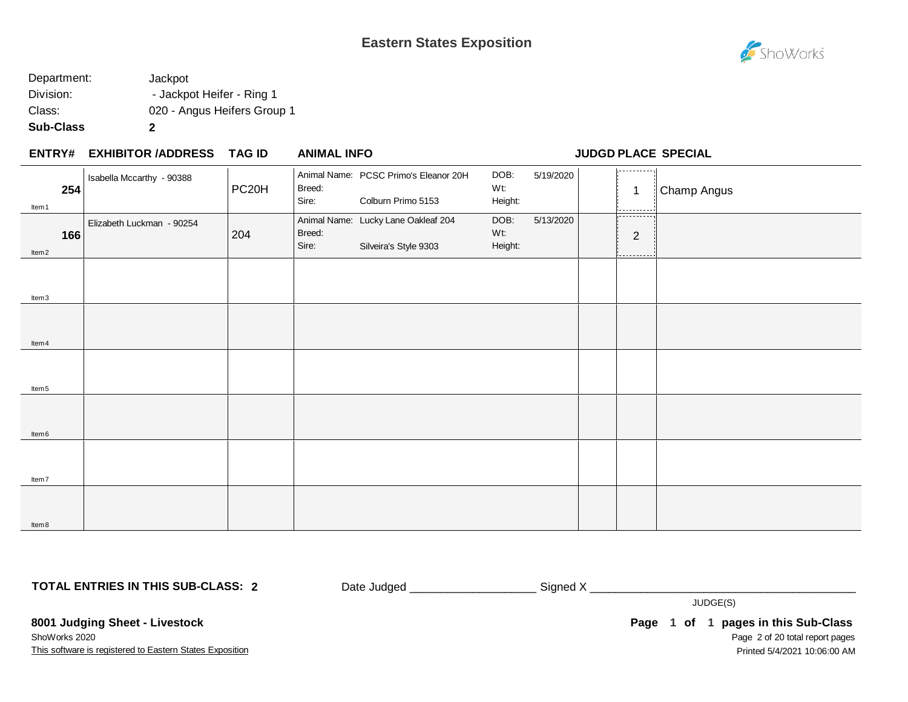# Eastern States Exposition

Department: Jackpot
Division: - Jackpot Heifer - Ring 1
Class: 020 - Angus Heifers Group 1
**Sub-Class** **2**

| ENTRY# | EXHIBITOR /ADDRESS | TAG ID | ANIMAL INFO | | | | JUDGD | PLACE | SPECIAL |
|---|---|---|---|---|---|---|---|---|---|
| **254** Item1 | Isabella Mccarthy - 90388 | PC20H | Animal Name: PCSC Primo's Eleanor 20H<br>Breed:<br>Sire: Colburn Primo 5153 | | DOB:<br>Wt:<br>Height: | 5/19/2020 | | 1 | Champ Angus |
| **166** Item2 | Elizabeth Luckman - 90254 | 204 | Animal Name: Lucky Lane Oakleaf 204<br>Breed:<br>Sire: Silveira's Style 9303 | | DOB:<br>Wt:<br>Height: | 5/13/2020 | | 2 | |
| Item3 | | | | | | | | | |
| Item4 | | | | | | | | | |
| Item5 | | | | | | | | | |
| Item6 | | | | | | | | | |
| Item7 | | | | | | | | | |
| Item8 | | | | | | | | | |

**TOTAL ENTRIES IN THIS SUB-CLASS: 2**

Date Judged ___________________ Signed X ________________________________________

JUDGE(S)

**8001 Judging Sheet - Livestock**

ShoWorks 2020

This software is registered to Eastern States Exposition

**Page 1 of 1 pages in this Sub-Class**

Printed 5/4/2021 10:06:00 AM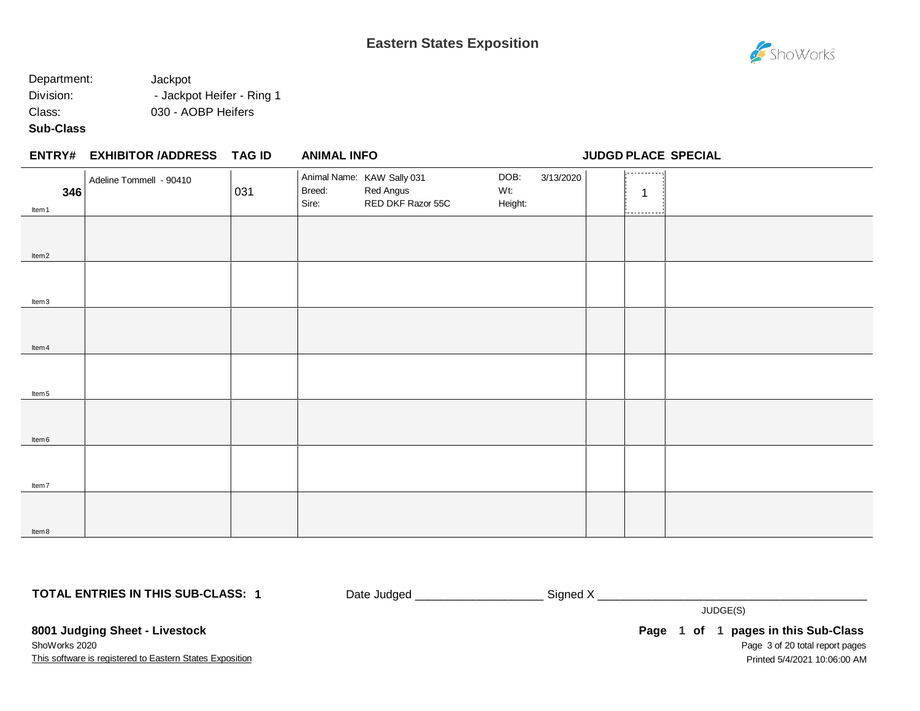# Eastern States Exposition

Department: Jackpot

Division: - Jackpot Heifer - Ring 1

Class: 030 - AOBP Heifers

**Sub-Class**

| ENTRY# | EXHIBITOR /ADDRESS | TAG ID | ANIMAL INFO | | | | JUDGD | PLACE | SPECIAL |
|---|---|---|---|---|---|---|---|---|---|
| **346** Item1 | Adeline Tommell - 90410 | 031 | Animal Name:<br>Breed:<br>Sire: | KAW Sally 031<br>Red Angus<br>RED DKF Razor 55C | DOB:<br>Wt:<br>Height: | 3/13/2020 | | 1 | |
| Item2 | | | | | | | | | |
| Item3 | | | | | | | | | |
| Item4 | | | | | | | | | |
| Item5 | | | | | | | | | |
| Item6 | | | | | | | | | |
| Item7 | | | | | | | | | |
| Item8 | | | | | | | | | |

**TOTAL ENTRIES IN THIS SUB-CLASS: 1**

Date Judged ___________________ Signed X __________________________________________

JUDGE(S)

**8001 Judging Sheet - Livestock**

ShoWorks 2020

This software is registered to Eastern States Exposition

**Page 1 of 1 pages in this Sub-Class**

Printed 5/4/2021 10:06:00 AM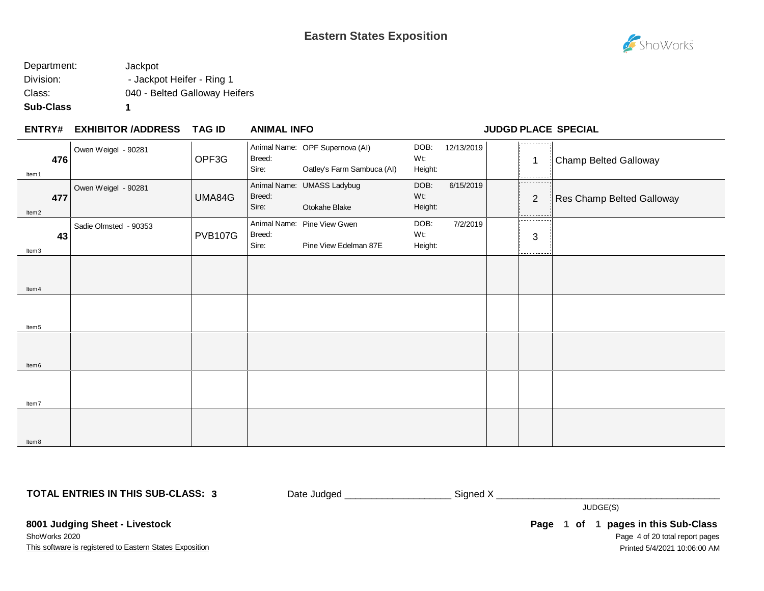## Eastern States Exposition

Department: Jackpot
Division: - Jackpot Heifer - Ring 1
Class: 040 - Belted Galloway Heifers
**Sub-Class** **1**

| ENTRY# | EXHIBITOR /ADDRESS | TAG ID | ANIMAL INFO | | | | JUDGD | PLACE | SPECIAL |
|---|---|---|---|---|---|---|---|---|---|
| **476** Item 1 | Owen Weigel - 90281 | OPF3G | Animal Name: OPF Supernova (AI)<br>Breed:<br>Sire: Oatley's Farm Sambuca (AI) | DOB: 12/13/2019<br>Wt:<br>Height: | | | | 1 | Champ Belted Galloway |
| **477** Item 2 | Owen Weigel - 90281 | UMA84G | Animal Name: UMASS Ladybug<br>Breed:<br>Sire: Otokahe Blake | DOB: 6/15/2019<br>Wt:<br>Height: | | | | 2 | Res Champ Belted Galloway |
| **43** Item 3 | Sadie Olmsted - 90353 | PVB107G | Animal Name: Pine View Gwen<br>Breed:<br>Sire: Pine View Edelman 87E | DOB: 7/2/2019<br>Wt:<br>Height: | | | | 3 | |
| Item 4 | | | | | | | | | |
| Item 5 | | | | | | | | | |
| Item 6 | | | | | | | | | |
| Item 7 | | | | | | | | | |
| Item 8 | | | | | | | | | |

**TOTAL ENTRIES IN THIS SUB-CLASS: 3**

Date Judged ___________________ Signed X ________________________________________
JUDGE(S)

**8001 Judging Sheet - Livestock**
ShoWorks 2020
This software is registered to Eastern States Exposition

**Page 1 of 1 pages in this Sub-Class**
Printed 5/4/2021 10:06:00 AM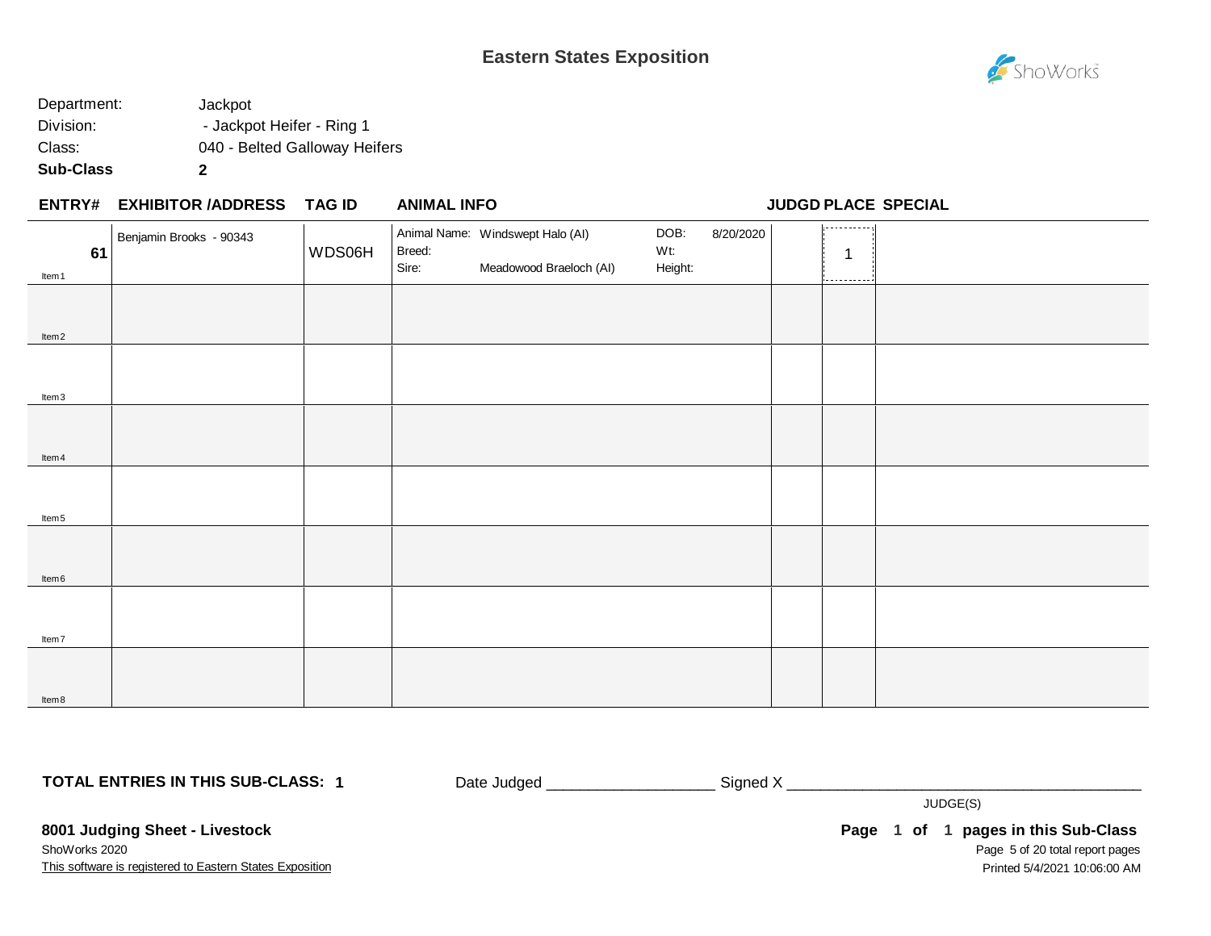# Eastern States Exposition

Department: Jackpot
Division: - Jackpot Heifer - Ring 1
Class: 040 - Belted Galloway Heifers
**Sub-Class** **2**

| ENTRY# | EXHIBITOR /ADDRESS | TAG ID | ANIMAL INFO | JUDGD | PLACE | SPECIAL |
|---|---|---|---|---|---|---|
| **61** Item1 | Benjamin Brooks - 90343 | WDS06H | Animal Name: Windswept Halo (AI) DOB: 8/20/2020 Breed: Wt: Sire: Meadowood Braeloch (AI) Height: | | 1 | |
| Item2 | | | | | | |
| Item3 | | | | | | |
| Item4 | | | | | | |
| Item5 | | | | | | |
| Item6 | | | | | | |
| Item7 | | | | | | |
| Item8 | | | | | | |

**TOTAL ENTRIES IN THIS SUB-CLASS: 1**

Date Judged ___________________ Signed X ________________________________________

JUDGE(S)

**8001 Judging Sheet - Livestock**

ShoWorks 2020

This software is registered to Eastern States Exposition

**Page 1 of 1 pages in this Sub-Class**

Printed 5/4/2021 10:06:00 AM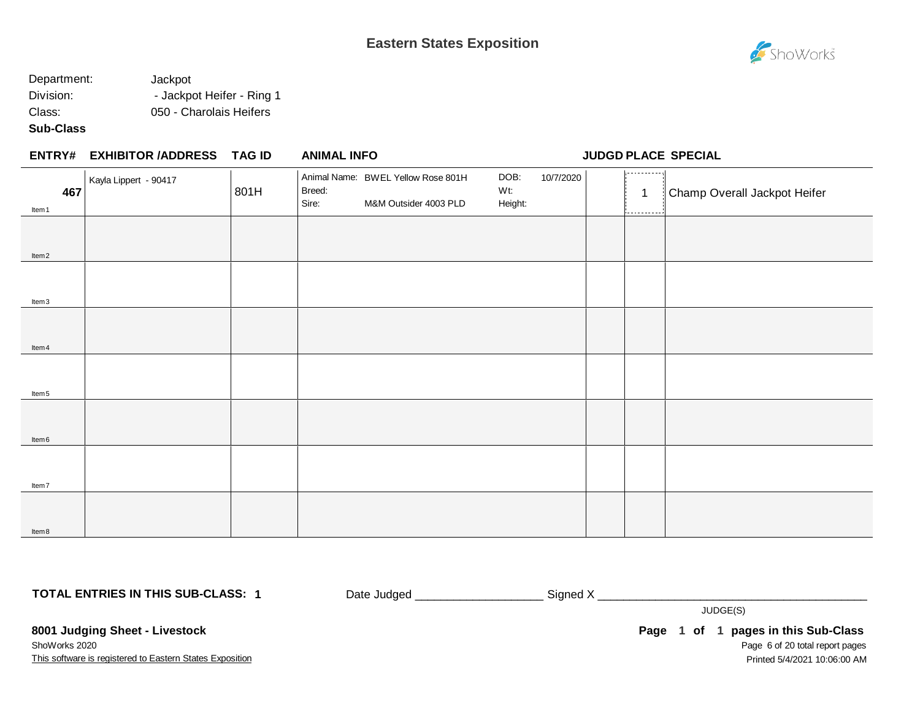# Eastern States Exposition

Department: Jackpot
Division: - Jackpot Heifer - Ring 1
Class: 050 - Charolais Heifers
**Sub-Class**

| ENTRY# | EXHIBITOR /ADDRESS | TAG ID | ANIMAL INFO | | | | JUDGD | PLACE | SPECIAL |
|---|---|---|---|---|---|---|---|---|---|
| **467** Item1 | Kayla Lippert - 90417 | 801H | Animal Name:<br>Breed:<br>Sire: | BWEL Yellow Rose 801H<br><br>M&M Outsider 4003 PLD | DOB:<br>Wt:<br>Height: | 10/7/2020 | | 1 | Champ Overall Jackpot Heifer |
| Item2 | | | | | | | | | |
| Item3 | | | | | | | | | |
| Item4 | | | | | | | | | |
| Item5 | | | | | | | | | |
| Item6 | | | | | | | | | |
| Item7 | | | | | | | | | |
| Item8 | | | | | | | | | |

**TOTAL ENTRIES IN THIS SUB-CLASS: 1**

Date Judged ___________________ Signed X __________________________________________

JUDGE(S)

**8001 Judging Sheet - Livestock**
ShoWorks 2020
This software is registered to Eastern States Exposition

**Page 1 of 1 pages in this Sub-Class**
Printed 5/4/2021 10:06:00 AM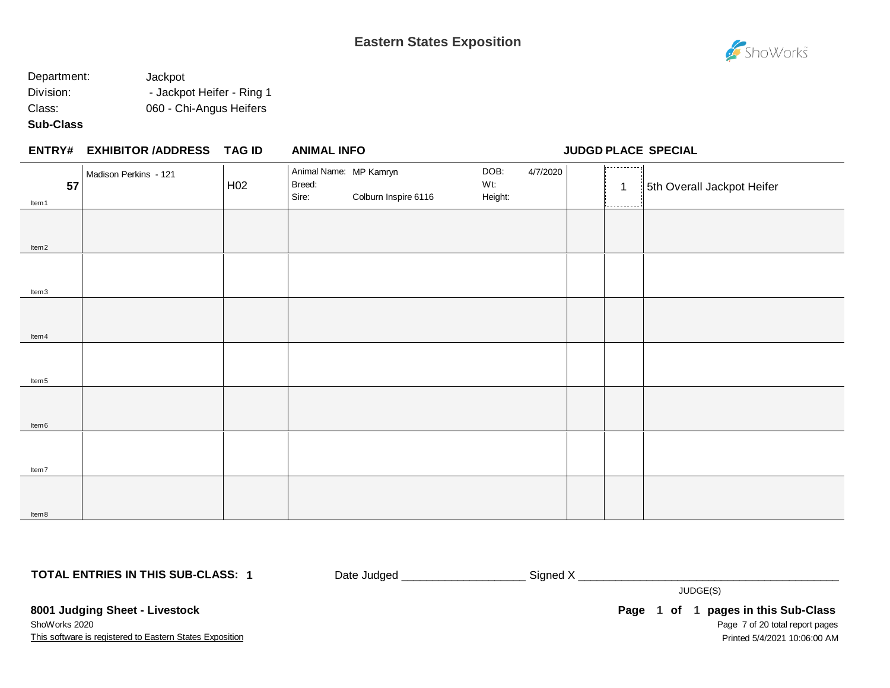# Eastern States Exposition

Department: Jackpot
Division: - Jackpot Heifer - Ring 1
Class: 060 - Chi-Angus Heifers
**Sub-Class**

| ENTRY# | EXHIBITOR /ADDRESS | TAG ID | ANIMAL INFO | JUDGD | PLACE | SPECIAL |
|---|---|---|---|---|---|---|
| 57 Item1 | Madison Perkins - 121 | H02 | Animal Name: MP Kamryn<br>Breed:<br>Sire: Colburn Inspire 6116<br>DOB: 4/7/2020<br>Wt:<br>Height: | | 1 | 5th Overall Jackpot Heifer |
| Item2 | | | | | | |
| Item3 | | | | | | |
| Item4 | | | | | | |
| Item5 | | | | | | |
| Item6 | | | | | | |
| Item7 | | | | | | |
| Item8 | | | | | | |

**TOTAL ENTRIES IN THIS SUB-CLASS: 1**

Date Judged ___________________ Signed X ________________________________________

JUDGE(S)

**8001 Judging Sheet - Livestock**
ShoWorks 2020
This software is registered to Eastern States Exposition

**Page 1 of 1 pages in this Sub-Class**
Printed 5/4/2021 10:06:00 AM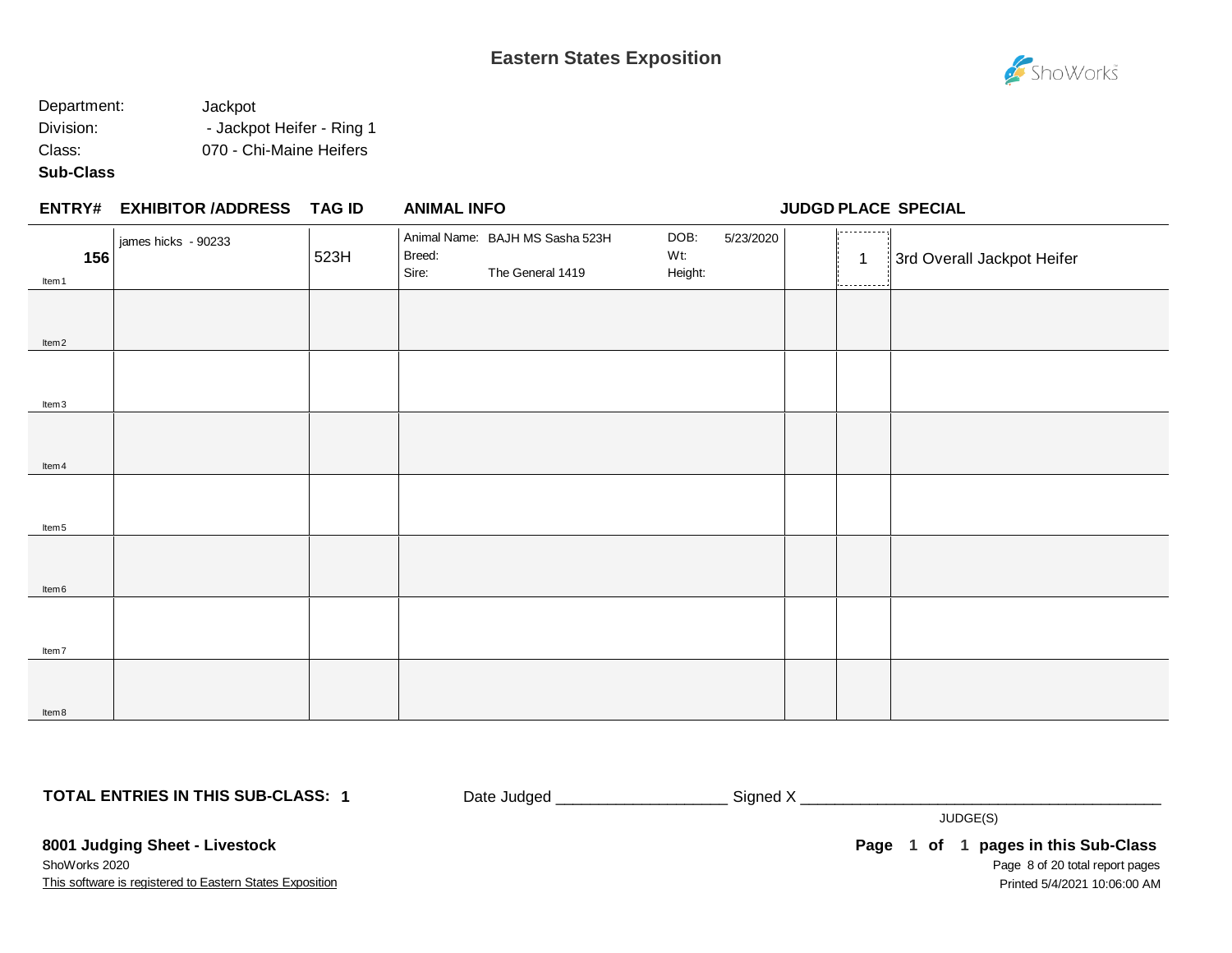# Eastern States Exposition

Department: Jackpot
Division: - Jackpot Heifer - Ring 1
Class: 070 - Chi-Maine Heifers
**Sub-Class**

| ENTRY# | EXHIBITOR /ADDRESS | TAG ID | ANIMAL INFO | | JUDGD | PLACE | SPECIAL |
|---|---|---|---|---|---|---|---|
| **156** Item 1 | james hicks - 90233 | 523H | Animal Name: BAJH MS Sasha 523H<br>Breed:<br>Sire: The General 1419 | DOB: 5/23/2020<br>Wt:<br>Height: | | 1 | 3rd Overall Jackpot Heifer |
| Item 2 | | | | | | | |
| Item 3 | | | | | | | |
| Item 4 | | | | | | | |
| Item 5 | | | | | | | |
| Item 6 | | | | | | | |
| Item 7 | | | | | | | |
| Item 8 | | | | | | | |

**TOTAL ENTRIES IN THIS SUB-CLASS: 1**

Date Judged ___________________ Signed X ________________________________________

JUDGE(S)

**8001 Judging Sheet - Livestock**

ShoWorks 2020

This software is registered to Eastern States Exposition

**Page 1 of 1 pages in this Sub-Class**

Printed 5/4/2021 10:06:00 AM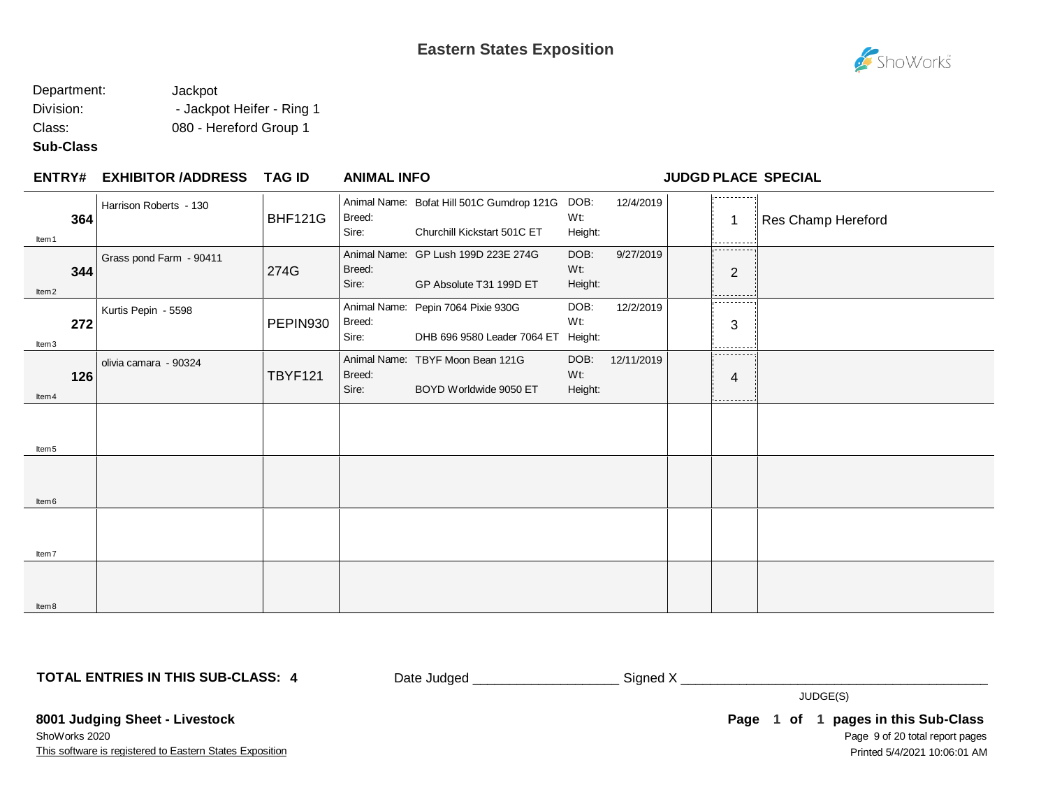# Eastern States Exposition

Department: Jackpot
Division: - Jackpot Heifer - Ring 1
Class: 080 - Hereford Group 1
**Sub-Class**

| ENTRY# | EXHIBITOR /ADDRESS | TAG ID | ANIMAL INFO | | | | JUDGD | PLACE | SPECIAL |
|---|---|---|---|---|---|---|---|---|---|
| 364 Item1 | Harrison Roberts - 130 | BHF121G | Animal Name: Bofat Hill 501C Gumdrop 121G<br>Breed:<br>Sire: Churchill Kickstart 501C ET | DOB: 12/4/2019<br>Wt:<br>Height: | | | | 1 | Res Champ Hereford |
| 344 Item2 | Grass pond Farm - 90411 | 274G | Animal Name: GP Lush 199D 223E 274G<br>Breed:<br>Sire: GP Absolute T31 199D ET | DOB: 9/27/2019<br>Wt:<br>Height: | | | | 2 | |
| 272 Item3 | Kurtis Pepin - 5598 | PEPIN930 | Animal Name: Pepin 7064 Pixie 930G<br>Breed:<br>Sire: DHB 696 9580 Leader 7064 ET | DOB: 12/2/2019<br>Wt:<br>Height: | | | | 3 | |
| 126 Item4 | olivia camara - 90324 | TBYF121 | Animal Name: TBYF Moon Bean 121G<br>Breed:<br>Sire: BOYD Worldwide 9050 ET | DOB: 12/11/2019<br>Wt:<br>Height: | | | | 4 | |
| Item5 | | | | | | | | | |
| Item6 | | | | | | | | | |
| Item7 | | | | | | | | | |
| Item8 | | | | | | | | | |

**TOTAL ENTRIES IN THIS SUB-CLASS: 4**

Date Judged ___________________ Signed X ________________________________________

JUDGE(S)

**8001 Judging Sheet - Livestock**

ShoWorks 2020

This software is registered to Eastern States Exposition

**Page 1 of 1 pages in this Sub-Class**

Printed 5/4/2021 10:06:01 AM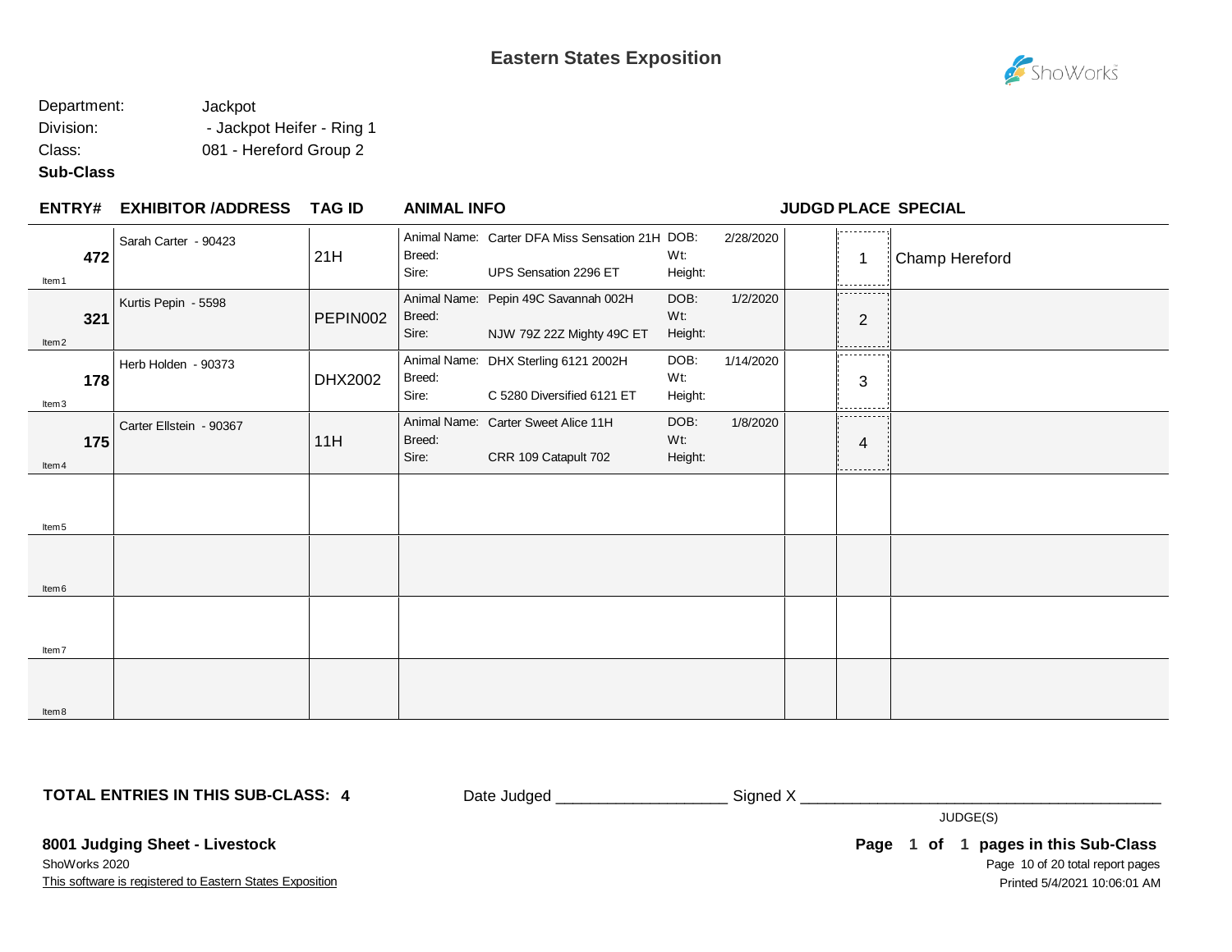# Eastern States Exposition

Department: Jackpot
Division: - Jackpot Heifer - Ring 1
Class: 081 - Hereford Group 2
**Sub-Class**

| ENTRY# | EXHIBITOR /ADDRESS | TAG ID | ANIMAL INFO | | | | JUDGD | PLACE | SPECIAL |
|---|---|---|---|---|---|---|---|---|---|
| **472** Item1 | Sarah Carter - 90423 | 21H | Animal Name: Breed: Sire: | Carter DFA Miss Sensation 21H UPS Sensation 2296 ET | DOB: Wt: Height: | 2/28/2020 | | 1 | Champ Hereford |
| **321** Item2 | Kurtis Pepin - 5598 | PEPIN002 | Animal Name: Breed: Sire: | Pepin 49C Savannah 002H NJW 79Z 22Z Mighty 49C ET | DOB: Wt: Height: | 1/2/2020 | | 2 | |
| **178** Item3 | Herb Holden - 90373 | DHX2002 | Animal Name: Breed: Sire: | DHX Sterling 6121 2002H C 5280 Diversified 6121 ET | DOB: Wt: Height: | 1/14/2020 | | 3 | |
| **175** Item4 | Carter Ellstein - 90367 | 11H | Animal Name: Breed: Sire: | Carter Sweet Alice 11H CRR 109 Catapult 702 | DOB: Wt: Height: | 1/8/2020 | | 4 | |
| Item5 | | | | | | | | | |
| Item6 | | | | | | | | | |
| Item7 | | | | | | | | | |
| Item8 | | | | | | | | | |

**TOTAL ENTRIES IN THIS SUB-CLASS: 4**

Date Judged ___________________ Signed X ________________________________________

JUDGE(S)

**8001 Judging Sheet - Livestock**

ShoWorks 2020

This software is registered to Eastern States Exposition

**Page 1 of 1 pages in this Sub-Class**

Printed 5/4/2021 10:06:01 AM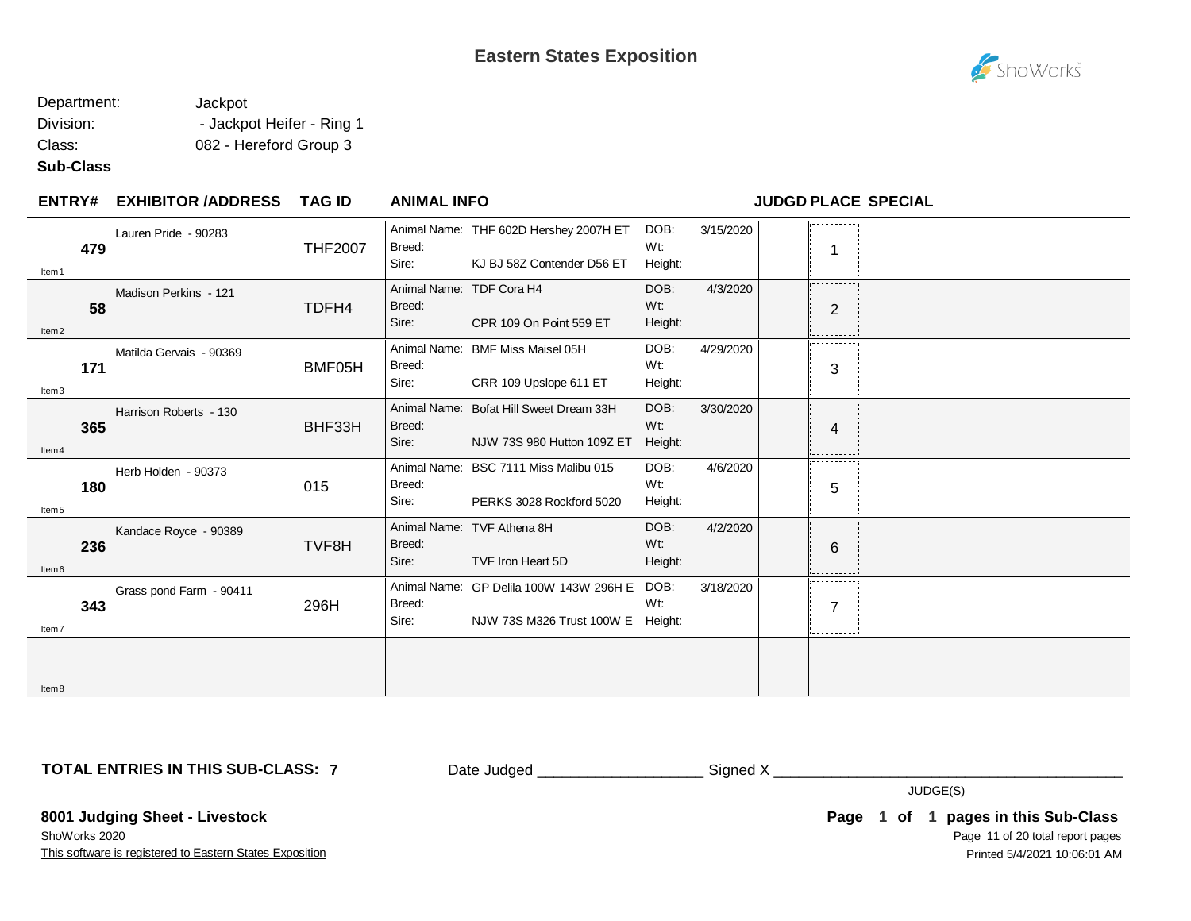# Eastern States Exposition

Department: Jackpot

Division: - Jackpot Heifer - Ring 1

Class: 082 - Hereford Group 3

**Sub-Class**

| ENTRY# | EXHIBITOR /ADDRESS | TAG ID | ANIMAL INFO | | | JUDGD | PLACE | SPECIAL |
|---|---|---|---|---|---|---|---|---|
| 479 (Item1) | Lauren Pride - 90283 | THF2007 | Animal Name: THF 602D Hershey 2007H ET<br>Breed:<br>Sire: KJ BJ 58Z Contender D56 ET | DOB:<br>Wt:<br>Height: | 3/15/2020 | | 1 | |
| 58 (Item2) | Madison Perkins - 121 | TDFH4 | Animal Name: TDF Cora H4<br>Breed:<br>Sire: CPR 109 On Point 559 ET | DOB:<br>Wt:<br>Height: | 4/3/2020 | | 2 | |
| 171 (Item3) | Matilda Gervais - 90369 | BMF05H | Animal Name: BMF Miss Maisel 05H<br>Breed:<br>Sire: CRR 109 Upslope 611 ET | DOB:<br>Wt:<br>Height: | 4/29/2020 | | 3 | |
| 365 (Item4) | Harrison Roberts - 130 | BHF33H | Animal Name: Bofat Hill Sweet Dream 33H<br>Breed:<br>Sire: NJW 73S 980 Hutton 109Z ET | DOB:<br>Wt:<br>Height: | 3/30/2020 | | 4 | |
| 180 (Item5) | Herb Holden - 90373 | 015 | Animal Name: BSC 7111 Miss Malibu 015<br>Breed:<br>Sire: PERKS 3028 Rockford 5020 | DOB:<br>Wt:<br>Height: | 4/6/2020 | | 5 | |
| 236 (Item6) | Kandace Royce - 90389 | TVF8H | Animal Name: TVF Athena 8H<br>Breed:<br>Sire: TVF Iron Heart 5D | DOB:<br>Wt:<br>Height: | 4/2/2020 | | 6 | |
| 343 (Item7) | Grass pond Farm - 90411 | 296H | Animal Name: GP Delila 100W 143W 296H E<br>Breed:<br>Sire: NJW 73S M326 Trust 100W E | DOB:<br>Wt:<br>Height: | 3/18/2020 | | 7 | |
| (Item8) | | | | | | | | |

**TOTAL ENTRIES IN THIS SUB-CLASS: 7**

Date Judged ____________________ Signed X ____________________________________________

JUDGE(S)

**8001 Judging Sheet - Livestock**

ShoWorks 2020

This software is registered to Eastern States Exposition

**Page 1 of 1 pages in this Sub-Class**

Printed 5/4/2021 10:06:01 AM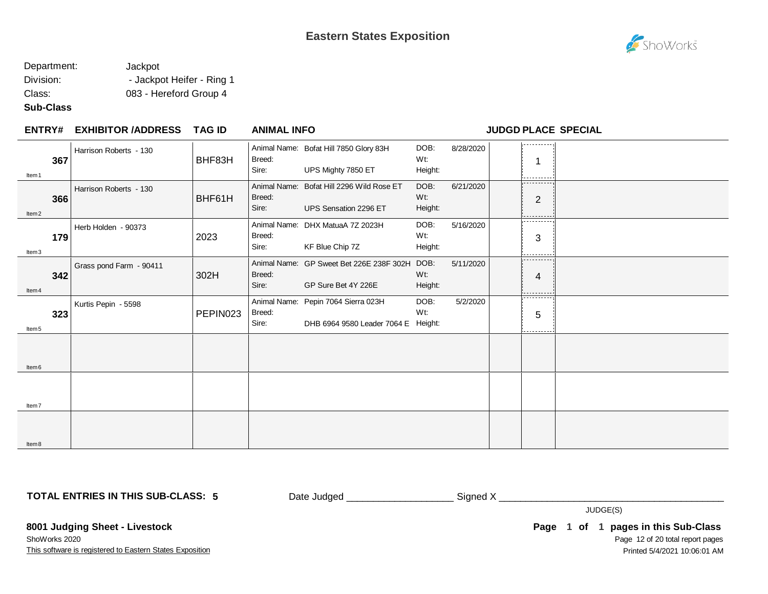# Eastern States Exposition

Department: Jackpot
Division: - Jackpot Heifer - Ring 1
Class: 083 - Hereford Group 4
**Sub-Class**

| ENTRY# | EXHIBITOR /ADDRESS | TAG ID | ANIMAL INFO | | | | JUDGD | PLACE | SPECIAL |
|---|---|---|---|---|---|---|---|---|---|
| **367** Item1 | Harrison Roberts - 130 | BHF83H | Animal Name: Bofat Hill 7850 Glory 83H<br>Breed:<br>Sire: UPS Mighty 7850 ET | DOB: 8/28/2020<br>Wt:<br>Height: | | | | 1 | |
| **366** Item2 | Harrison Roberts - 130 | BHF61H | Animal Name: Bofat Hill 2296 Wild Rose ET<br>Breed:<br>Sire: UPS Sensation 2296 ET | DOB: 6/21/2020<br>Wt:<br>Height: | | | | 2 | |
| **179** Item3 | Herb Holden - 90373 | 2023 | Animal Name: DHX MatuaA 7Z 2023H<br>Breed:<br>Sire: KF Blue Chip 7Z | DOB: 5/16/2020<br>Wt:<br>Height: | | | | 3 | |
| **342** Item4 | Grass pond Farm - 90411 | 302H | Animal Name: GP Sweet Bet 226E 238F 302H<br>Breed:<br>Sire: GP Sure Bet 4Y 226E | DOB: 5/11/2020<br>Wt:<br>Height: | | | | 4 | |
| **323** Item5 | Kurtis Pepin - 5598 | PEPIN023 | Animal Name: Pepin 7064 Sierra 023H<br>Breed:<br>Sire: DHB 6964 9580 Leader 7064 E | DOB: 5/2/2020<br>Wt:<br>Height: | | | | 5 | |
| Item6 | | | | | | | | | |
| Item7 | | | | | | | | | |
| Item8 | | | | | | | | | |

**TOTAL ENTRIES IN THIS SUB-CLASS: 5**

Date Judged ___________________ Signed X _________________________________________

JUDGE(S)

**8001 Judging Sheet - Livestock**

ShoWorks 2020

This software is registered to Eastern States Exposition

**Page 1 of 1 pages in this Sub-Class**

Printed 5/4/2021 10:06:01 AM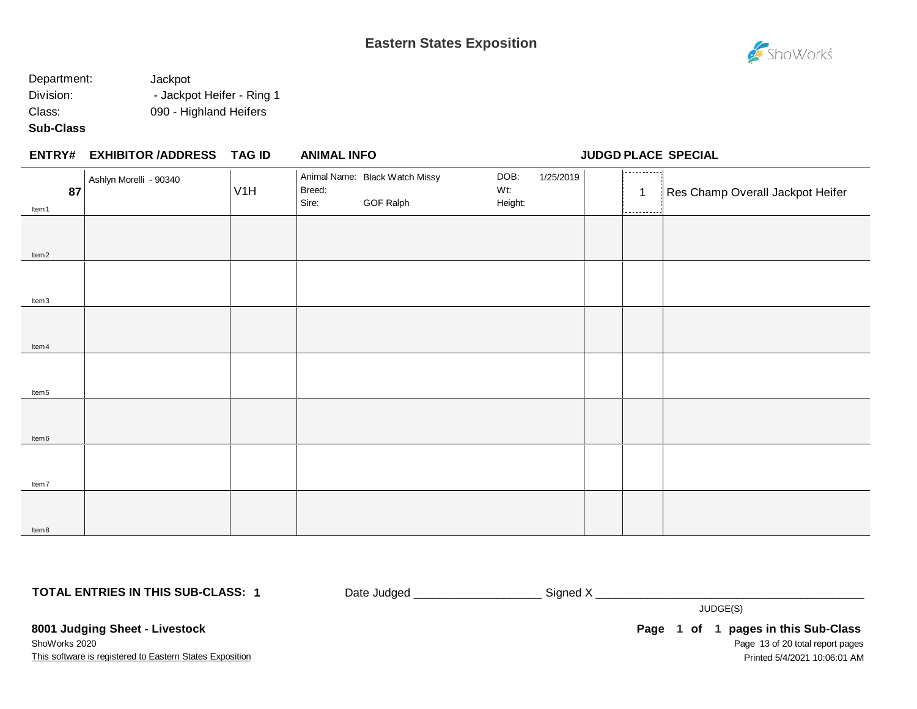# Eastern States Exposition

Department: Jackpot
Division: - Jackpot Heifer - Ring 1
Class: 090 - Highland Heifers
**Sub-Class**

| ENTRY# | EXHIBITOR /ADDRESS | TAG ID | ANIMAL INFO | | JUDGD | PLACE | SPECIAL |
|---|---|---|---|---|---|---|---|
| **87** Item1 | Ashlyn Morelli - 90340 | V1H | Animal Name: Black Watch Missy<br>Breed:<br>Sire: GOF Ralph | DOB: 1/25/2019<br>Wt:<br>Height: | | 1 | Res Champ Overall Jackpot Heifer |
| Item2 | | | | | | | |
| Item3 | | | | | | | |
| Item4 | | | | | | | |
| Item5 | | | | | | | |
| Item6 | | | | | | | |
| Item7 | | | | | | | |
| Item8 | | | | | | | |

**TOTAL ENTRIES IN THIS SUB-CLASS: 1**

Date Judged ___________________ Signed X _________________________________________

JUDGE(S)

**8001 Judging Sheet - Livestock**

ShoWorks 2020

This software is registered to Eastern States Exposition

**Page 1 of 1 pages in this Sub-Class**

Printed 5/4/2021 10:06:01 AM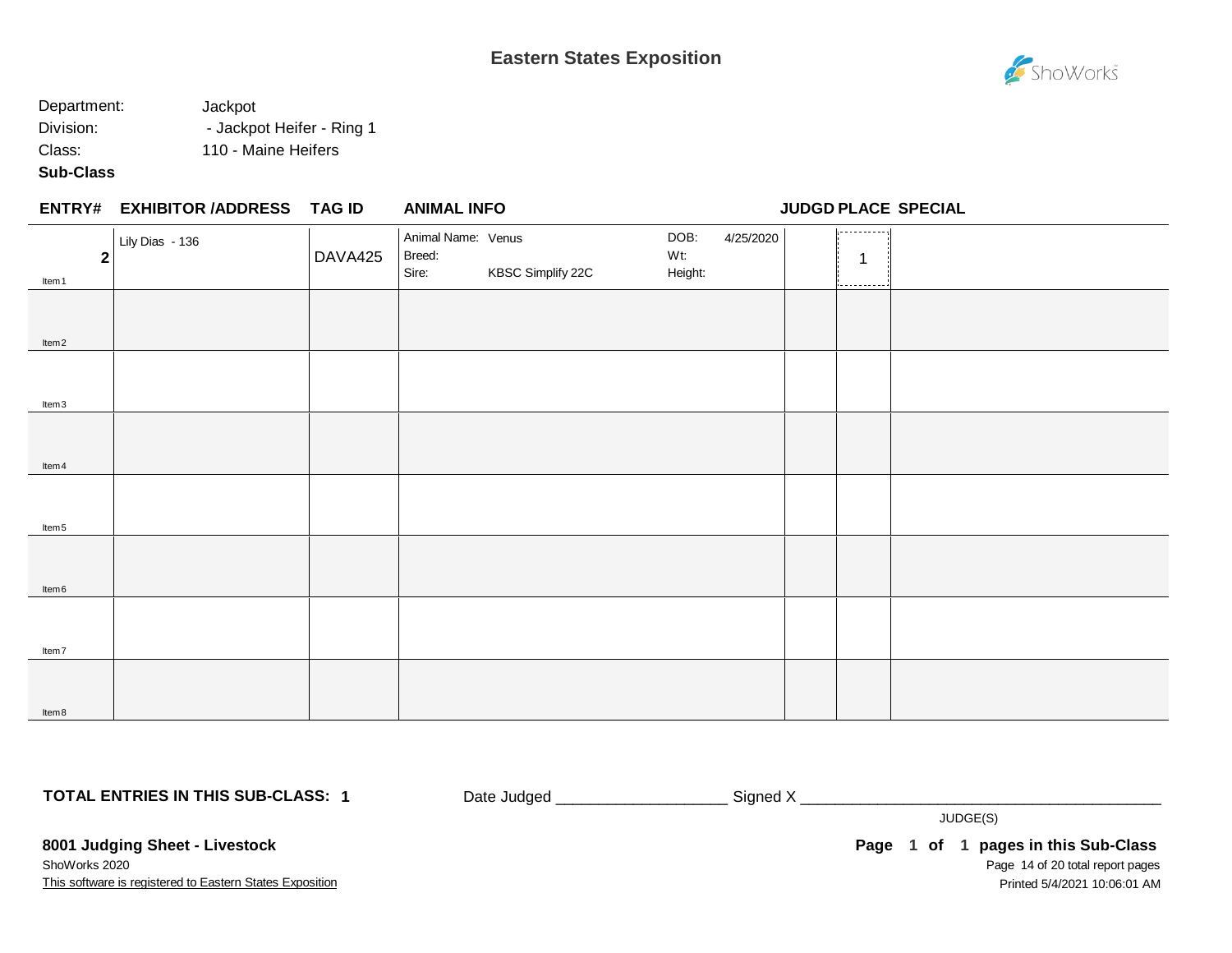# Eastern States Exposition

Department: Jackpot
Division: - Jackpot Heifer - Ring 1
Class: 110 - Maine Heifers
**Sub-Class**

| ENTRY# | EXHIBITOR /ADDRESS | TAG ID | ANIMAL INFO | | | | JUDGD | PLACE | SPECIAL |
|---|---|---|---|---|---|---|---|---|---|
| **2** Item1 | Lily Dias - 136 | DAVA425 | Animal Name: Venus<br>Breed:<br>Sire: | KBSC Simplify 22C | DOB:<br>Wt:<br>Height: | 4/25/2020 | | 1 | |
| Item2 | | | | | | | | | |
| Item3 | | | | | | | | | |
| Item4 | | | | | | | | | |
| Item5 | | | | | | | | | |
| Item6 | | | | | | | | | |
| Item7 | | | | | | | | | |
| Item8 | | | | | | | | | |

**TOTAL ENTRIES IN THIS SUB-CLASS: 1**

Date Judged ___________________ Signed X _________________________________________

JUDGE(S)

**8001 Judging Sheet - Livestock**
ShoWorks 2020
This software is registered to Eastern States Exposition

**Page 1 of 1 pages in this Sub-Class**
Page 14 of 20 total report pages
Printed 5/4/2021 10:06:01 AM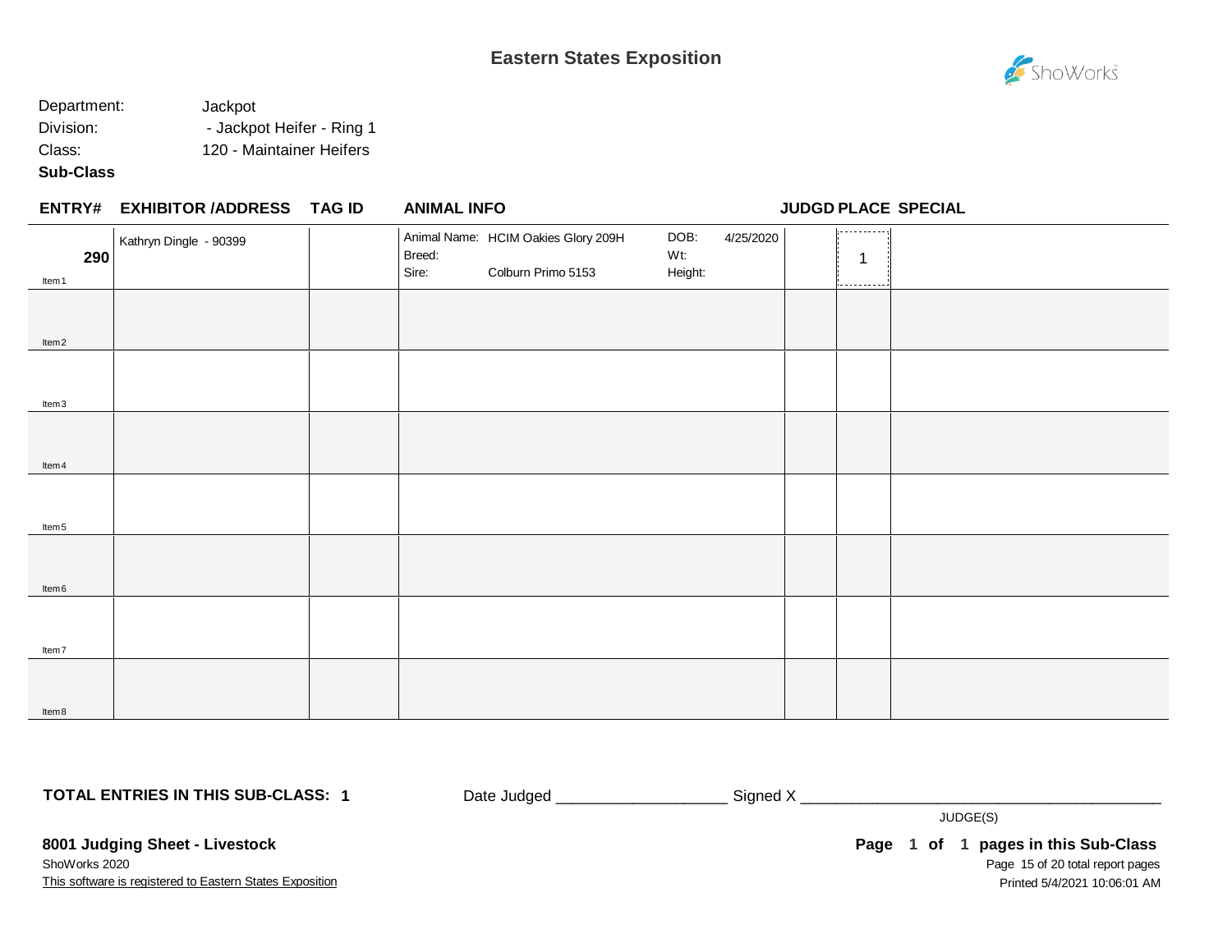# Eastern States Exposition

Department: Jackpot
Division: - Jackpot Heifer - Ring 1
Class: 120 - Maintainer Heifers
**Sub-Class**

| ENTRY# | EXHIBITOR /ADDRESS | TAG ID | ANIMAL INFO | JUDGD | PLACE | SPECIAL |
|---|---|---|---|---|---|---|
| **290** Item 1 | Kathryn Dingle - 90399 | | Animal Name: HCIM Oakies Glory 209H<br>Breed:<br>Sire: Colburn Primo 5153<br>DOB: 4/25/2020<br>Wt:<br>Height: | | 1 | |
| Item 2 | | | | | | |
| Item 3 | | | | | | |
| Item 4 | | | | | | |
| Item 5 | | | | | | |
| Item 6 | | | | | | |
| Item 7 | | | | | | |
| Item 8 | | | | | | |

**TOTAL ENTRIES IN THIS SUB-CLASS: 1**

Date Judged ___________________ Signed X ________________________________________

JUDGE(S)

**8001 Judging Sheet - Livestock**
ShoWorks 2020
This software is registered to Eastern States Exposition

**Page 1 of 1 pages in this Sub-Class**
Printed 5/4/2021 10:06:01 AM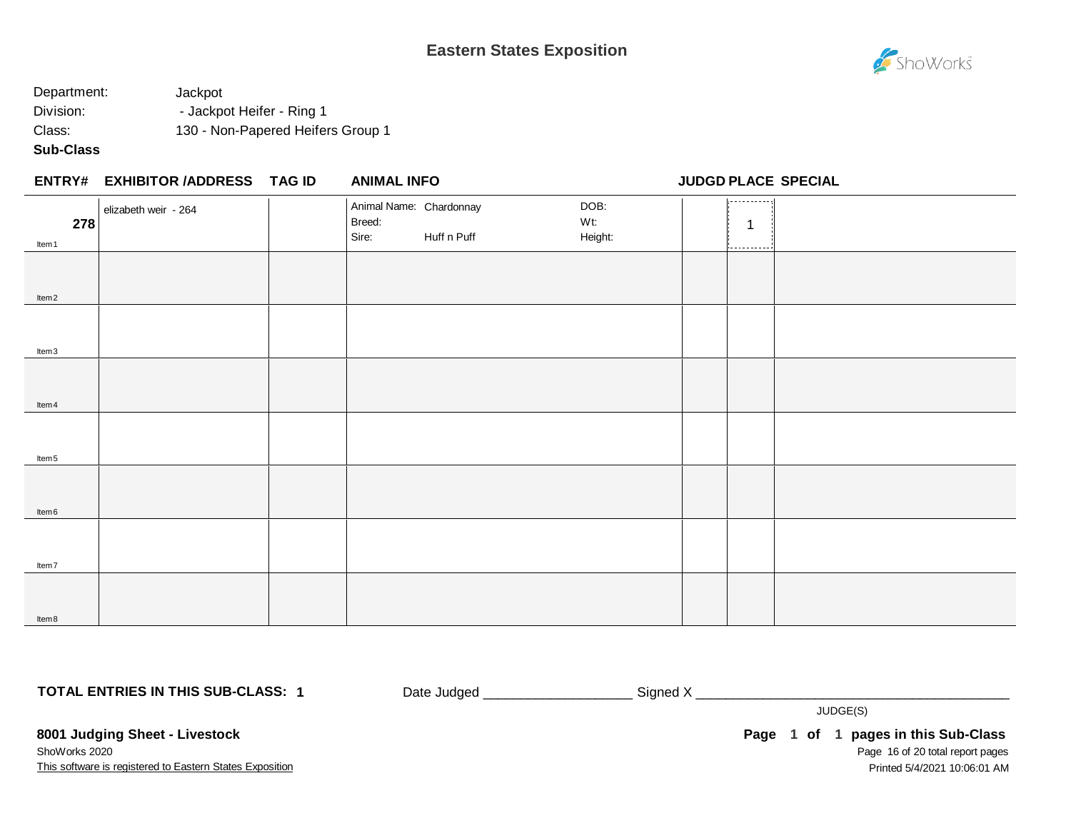# Eastern States Exposition

Department: Jackpot
Division: - Jackpot Heifer - Ring 1
Class: 130 - Non-Papered Heifers Group 1
**Sub-Class**

| ENTRY# | EXHIBITOR /ADDRESS | TAG ID | ANIMAL INFO | | JUDGD | PLACE | SPECIAL |
|---|---|---|---|---|---|---|---|
| **278** Item 1 | elizabeth weir - 264 | | Animal Name: Chardonnay<br>Breed:<br>Sire: Huff n Puff | DOB:<br>Wt:<br>Height: | | 1 | |
| Item 2 | | | | | | | |
| Item 3 | | | | | | | |
| Item 4 | | | | | | | |
| Item 5 | | | | | | | |
| Item 6 | | | | | | | |
| Item 7 | | | | | | | |
| Item 8 | | | | | | | |

**TOTAL ENTRIES IN THIS SUB-CLASS: 1**

Date Judged ___________________ Signed X ________________________________________

JUDGE(S)

**8001 Judging Sheet - Livestock**

ShoWorks 2020

This software is registered to Eastern States Exposition

**Page 1 of 1 pages in this Sub-Class**

Printed 5/4/2021 10:06:01 AM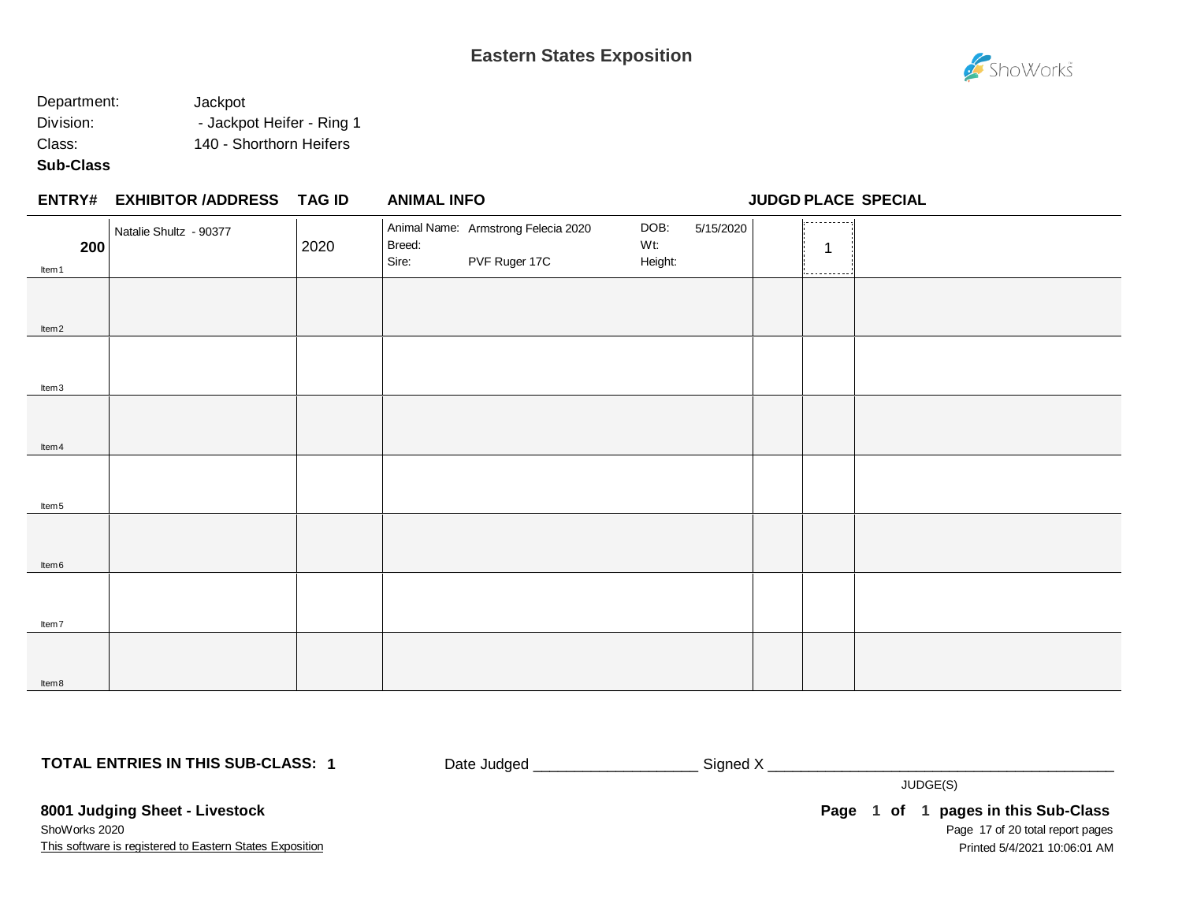# Eastern States Exposition

Department: Jackpot

Division: - Jackpot Heifer - Ring 1

Class: 140 - Shorthorn Heifers

**Sub-Class**

| ENTRY# | EXHIBITOR /ADDRESS | TAG ID | ANIMAL INFO | | | | JUDGD | PLACE | SPECIAL |
|---|---|---|---|---|---|---|---|---|---|
| 200 Item1 | Natalie Shultz - 90377 | 2020 | Animal Name: Armstrong Felecia 2020<br>Breed:<br>Sire: PVF Ruger 17C | | DOB: 5/15/2020<br>Wt:<br>Height: | | | 1 | |
| Item2 | | | | | | | | | |
| Item3 | | | | | | | | | |
| Item4 | | | | | | | | | |
| Item5 | | | | | | | | | |
| Item6 | | | | | | | | | |
| Item7 | | | | | | | | | |
| Item8 | | | | | | | | | |

**TOTAL ENTRIES IN THIS SUB-CLASS: 1**

Date Judged ___________________ Signed X ________________________________________

JUDGE(S)

**8001 Judging Sheet - Livestock**

ShoWorks 2020

This software is registered to Eastern States Exposition

**Page 1 of 1 pages in this Sub-Class**

Page 17 of 20 total report pages

Printed 5/4/2021 10:06:01 AM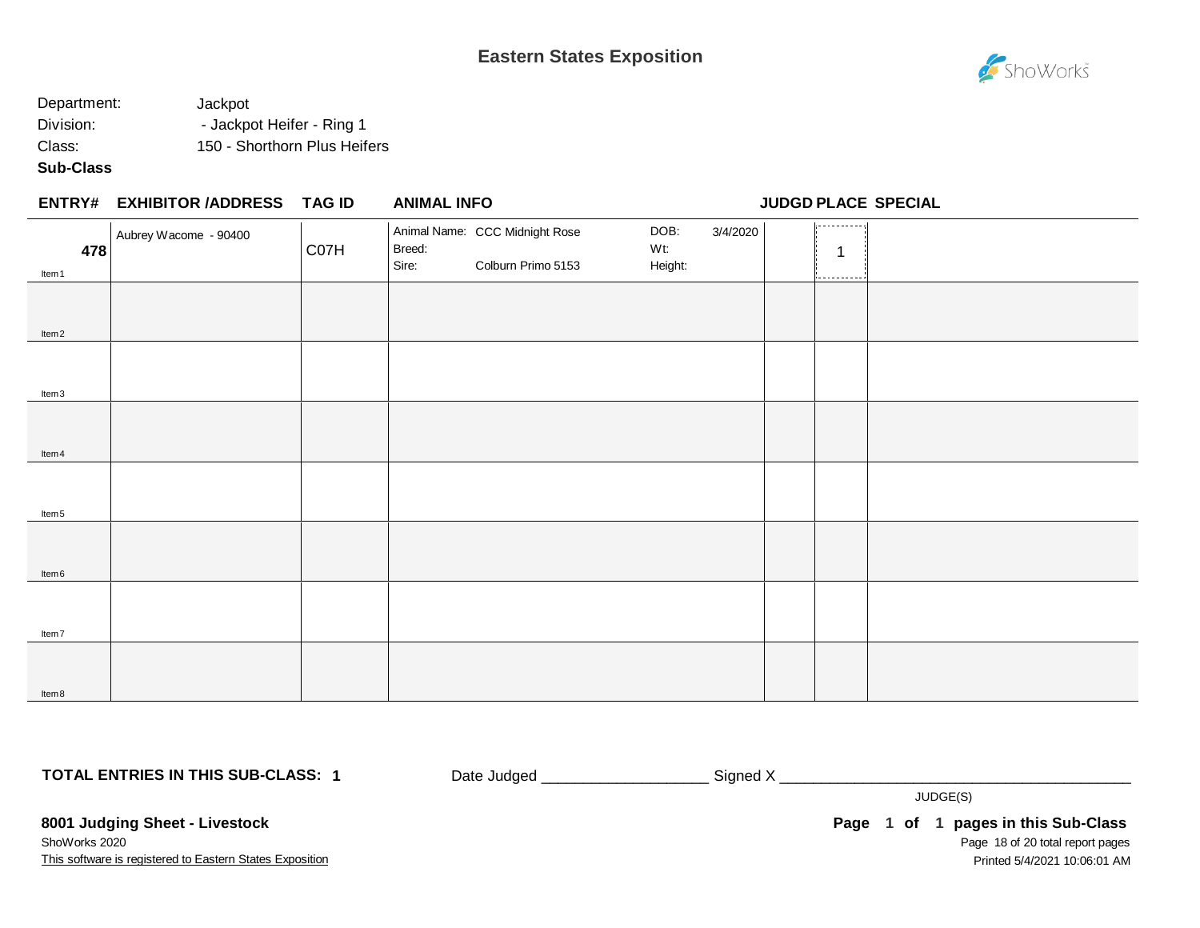# Eastern States Exposition

Department: Jackpot
Division: - Jackpot Heifer - Ring 1
Class: 150 - Shorthorn Plus Heifers
**Sub-Class**

| ENTRY# | EXHIBITOR /ADDRESS | TAG ID | ANIMAL INFO | | | | JUDGD | PLACE | SPECIAL |
|---|---|---|---|---|---|---|---|---|---|
| **478** Item 1 | Aubrey Wacome - 90400 | C07H | Animal Name: Breed: Sire: | CCC Midnight Rose<br><br>Colburn Primo 5153 | DOB: Wt: Height: | 3/4/2020 | | 1 | |
| Item 2 | | | | | | | | | |
| Item 3 | | | | | | | | | |
| Item 4 | | | | | | | | | |
| Item 5 | | | | | | | | | |
| Item 6 | | | | | | | | | |
| Item 7 | | | | | | | | | |
| Item 8 | | | | | | | | | |

**TOTAL ENTRIES IN THIS SUB-CLASS: 1**

Date Judged ___________________ Signed X ________________________________________
JUDGE(S)

**8001 Judging Sheet - Livestock**
ShoWorks 2020
This software is registered to Eastern States Exposition

**Page 1 of 1 pages in this Sub-Class**
Printed 5/4/2021 10:06:01 AM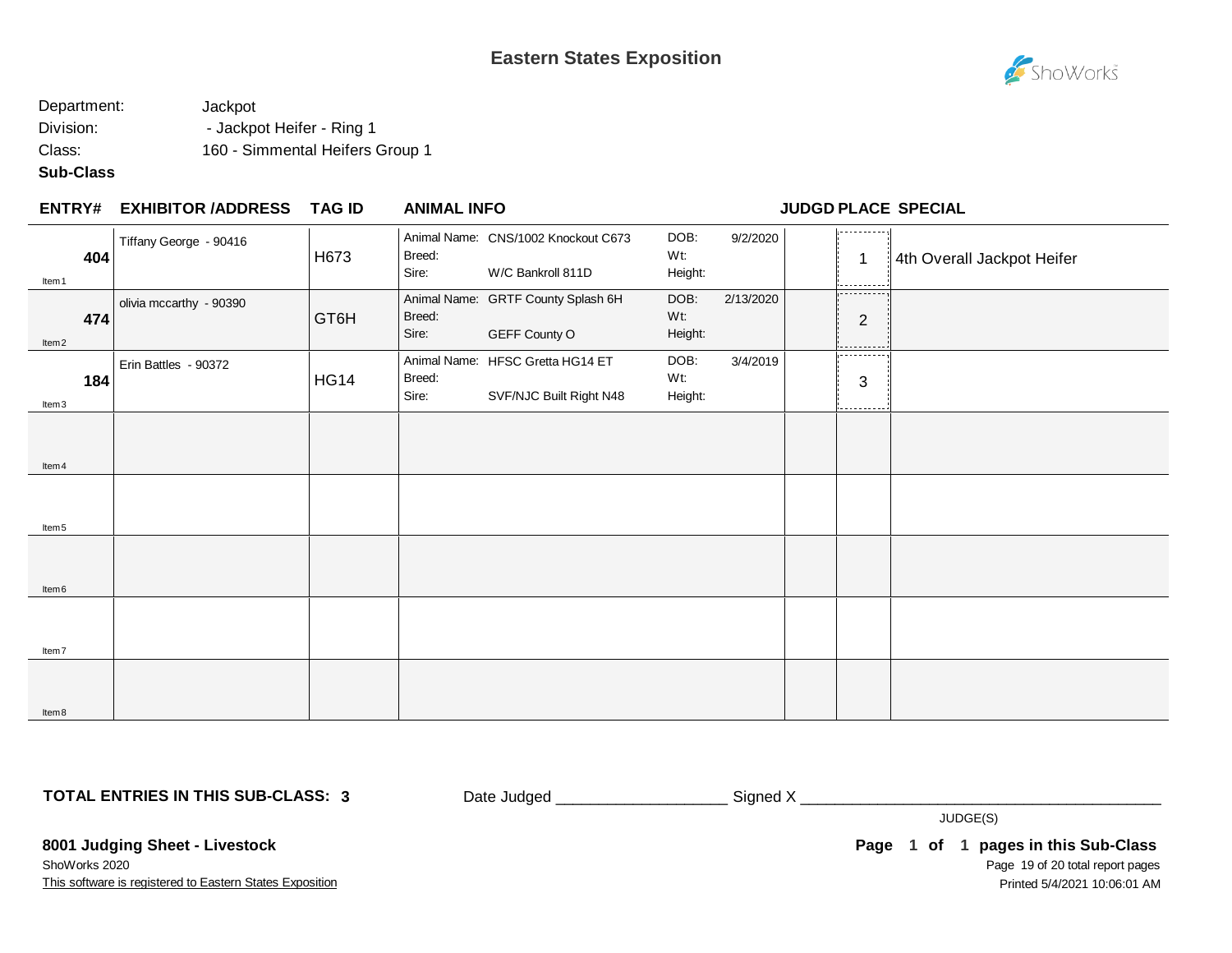# Eastern States Exposition

Department: Jackpot
Division: - Jackpot Heifer - Ring 1
Class: 160 - Simmental Heifers Group 1
**Sub-Class**

| ENTRY# | EXHIBITOR /ADDRESS | TAG ID | ANIMAL INFO | | | JUDGD | PLACE | SPECIAL |
|---|---|---|---|---|---|---|---|---|
| **404** Item1 | Tiffany George - 90416 | H673 | Animal Name: CNS/1002 Knockout C673<br>Breed:<br>Sire: W/C Bankroll 811D | DOB: 9/2/2020<br>Wt:<br>Height: | | | 1 | 4th Overall Jackpot Heifer |
| **474** Item2 | olivia mccarthy - 90390 | GT6H | Animal Name: GRTF County Splash 6H<br>Breed:<br>Sire: GEFF County O | DOB: 2/13/2020<br>Wt:<br>Height: | | | 2 | |
| **184** Item3 | Erin Battles - 90372 | HG14 | Animal Name: HFSC Gretta HG14 ET<br>Breed:<br>Sire: SVF/NJC Built Right N48 | DOB: 3/4/2019<br>Wt:<br>Height: | | | 3 | |
| Item4 | | | | | | | | |
| Item5 | | | | | | | | |
| Item6 | | | | | | | | |
| Item7 | | | | | | | | |
| Item8 | | | | | | | | |

**TOTAL ENTRIES IN THIS SUB-CLASS: 3**

Date Judged ___________________ Signed X ________________________________________

JUDGE(S)

**8001 Judging Sheet - Livestock**

ShoWorks 2020

This software is registered to Eastern States Exposition

**Page 1 of 1 pages in this Sub-Class**

Printed 5/4/2021 10:06:01 AM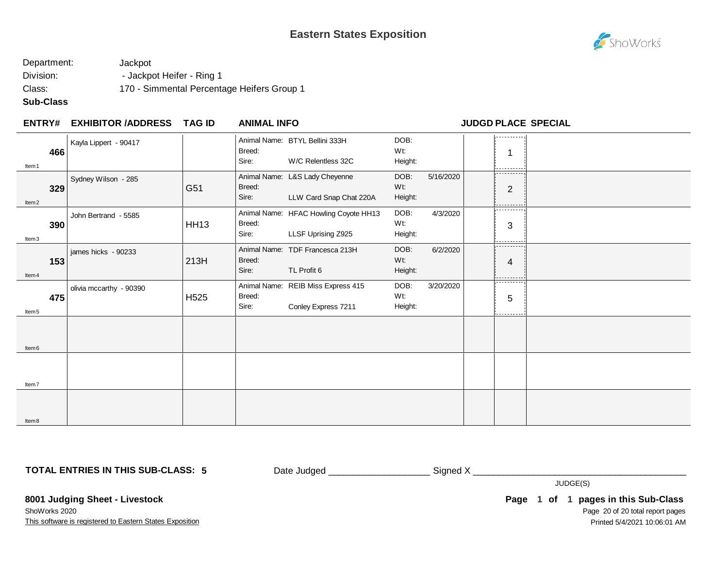# Eastern States Exposition

Department: Jackpot
Division: - Jackpot Heifer - Ring 1
Class: 170 - Simmental Percentage Heifers Group 1
**Sub-Class**

| ENTRY# | EXHIBITOR /ADDRESS | TAG ID | ANIMAL INFO | | JUDGD | PLACE | SPECIAL |
|---|---|---|---|---|---|---|---|
| 466 (Item1) | Kayla Lippert - 90417 | | Animal Name: BTYL Bellini 333H<br>Breed:<br>Sire: W/C Relentless 32C | DOB:<br>Wt:<br>Height: | | 1 | |
| 329 (Item2) | Sydney Wilson - 285 | G51 | Animal Name: L&S Lady Cheyenne<br>Breed:<br>Sire: LLW Card Snap Chat 220A | DOB: 5/16/2020<br>Wt:<br>Height: | | 2 | |
| 390 (Item3) | John Bertrand - 5585 | HH13 | Animal Name: HFAC Howling Coyote HH13<br>Breed:<br>Sire: LLSF Uprising Z925 | DOB: 4/3/2020<br>Wt:<br>Height: | | 3 | |
| 153 (Item4) | james hicks - 90233 | 213H | Animal Name: TDF Francesca 213H<br>Breed:<br>Sire: TL Profit 6 | DOB: 6/2/2020<br>Wt:<br>Height: | | 4 | |
| 475 (Item5) | olivia mccarthy - 90390 | H525 | Animal Name: REIB Miss Express 415<br>Breed:<br>Sire: Conley Express 7211 | DOB: 3/20/2020<br>Wt:<br>Height: | | 5 | |
| (Item6) | | | | | | | |
| (Item7) | | | | | | | |
| (Item8) | | | | | | | |

**TOTAL ENTRIES IN THIS SUB-CLASS: 5**

Date Judged ___________________ Signed X ________________________________________

JUDGE(S)

**8001 Judging Sheet - Livestock**
ShoWorks 2020
This software is registered to Eastern States Exposition

**Page 1 of 1 pages in this Sub-Class**
Printed 5/4/2021 10:06:01 AM